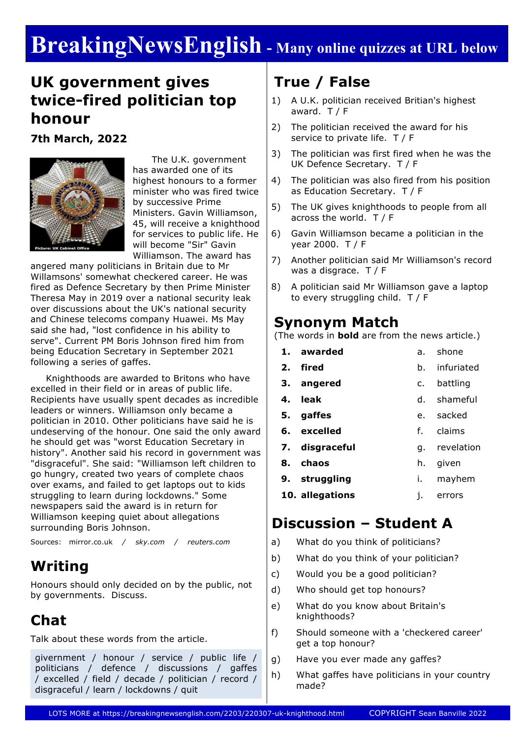# BreakingNewsEnglish - Many online quizzes at URL below

## UK government gives twice-fired politician top honour

### 7th March, 2022

Picture: UK Cabinet Office

The U.K. government has awarded one of its highest honours to a former minister who was fired twice by successive Prime Ministers. Gavin Williamson, 45, will receive a knighthood for services to public life. He will become "Sir" Gavin Williamson. The award has angered many politicians in Britain due to Mr Willamsons' somewhat checkered career. He was fired as Defence Secretary by then Prime Minister Theresa May in 2019 over a national security leak over discussions about the UK's national security and Chinese telecoms company Huawei. Ms May said she had, "lost confidence in his ability to serve". Current PM Boris Johnson fired him from being Education Secretary in September 2021 following a series of gaffes.

Knighthoods are awarded to Britons who have excelled in their field or in areas of public life. Recipients have usually spent decades as incredible leaders or winners. Williamson only became a politician in 2010. Other politicians have said he is undeserving of the honour. One said the only award he should get was "worst Education Secretary in history". Another said his record in government was "disgraceful". She said: "Williamson left children to go hungry, created two years of complete chaos over exams, and failed to get laptops out to kids struggling to learn during lockdowns." Some newspapers said the award is in return for Williamson keeping quiet about allegations surrounding Boris Johnson.

Sources: mirror.co.uk / *sky.com* / *reuters.com*

## Writing

Honours should only decided on by the public, not by governments. Discuss.

## Chat

Talk about these words from the article.

givernment / honour / service / public life / politicians / defence / discussions / gaffes / excelled / field / decade / politician / record / disgraceful / learn / lockdowns / quit

## True / False

1) A U.K. politician received Britian's highest award. T / F
2) The politician received the award for his service to private life. T / F
3) The politician was first fired when he was the UK Defence Secretary. T / F
4) The politician was also fired from his position as Education Secretary. T / F
5) The UK gives knighthoods to people from all across the world. T / F
6) Gavin Williamson became a politician in the year 2000. T / F
7) Another politician said Mr Williamson's record was a disgrace. T / F
8) A politician said Mr Williamson gave a laptop to every struggling child. T / F

## Synonym Match

(The words in **bold** are from the news article.)

| | | | |
|---|---|---|---|
| **1.** | **awarded** | a. | shone |
| **2.** | **fired** | b. | infuriated |
| **3.** | **angered** | c. | battling |
| **4.** | **leak** | d. | shameful |
| **5.** | **gaffes** | e. | sacked |
| **6.** | **excelled** | f. | claims |
| **7.** | **disgraceful** | g. | revelation |
| **8.** | **chaos** | h. | given |
| **9.** | **struggling** | i. | mayhem |
| **10.** | **allegations** | j. | errors |

## Discussion – Student A

a) What do you think of politicians?
b) What do you think of your politician?
c) Would you be a good politician?
d) Who should get top honours?
e) What do you know about Britain's knighthoods?
f) Should someone with a 'checkered career' get a top honour?
g) Have you ever made any gaffes?
h) What gaffes have politicians in your country made?

LOTS MORE at https://breakingnewsenglish.com/2203/220307-uk-knighthood.html COPYRIGHT Sean Banville 2022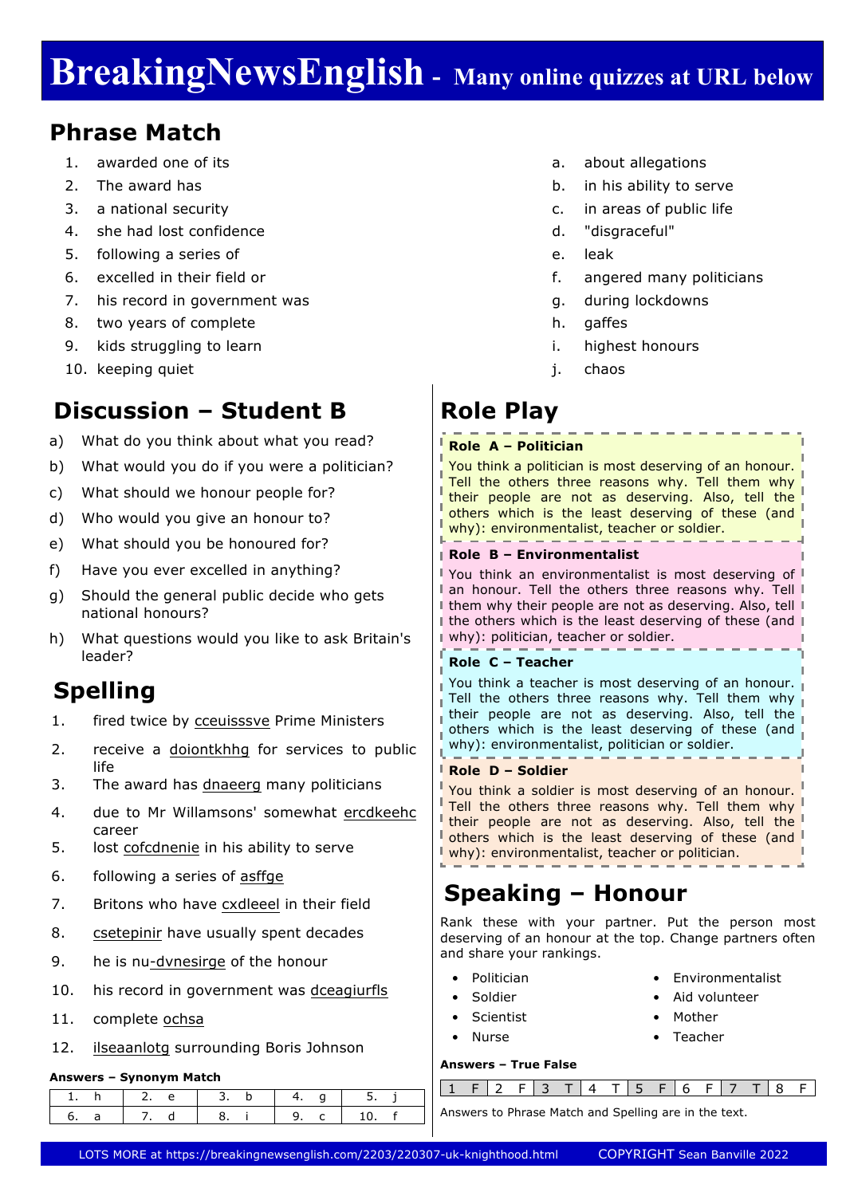# BreakingNewsEnglish - Many online quizzes at URL below

## Phrase Match

1. awarded one of its
2. The award has
3. a national security
4. she had lost confidence
5. following a series of
6. excelled in their field or
7. his record in government was
8. two years of complete
9. kids struggling to learn
10. keeping quiet

a. about allegations
b. in his ability to serve
c. in areas of public life
d. "disgraceful"
e. leak
f. angered many politicians
g. during lockdowns
h. gaffes
i. highest honours
j. chaos

## Discussion – Student B

a) What do you think about what you read?
b) What would you do if you were a politician?
c) What should we honour people for?
d) Who would you give an honour to?
e) What should you be honoured for?
f) Have you ever excelled in anything?
g) Should the general public decide who gets national honours?
h) What questions would you like to ask Britain's leader?

## Spelling

1. fired twice by cceuisssve Prime Ministers
2. receive a doiontkhhg for services to public life
3. The award has dnaeerg many politicians
4. due to Mr Willamsons' somewhat ercdkeehc career
5. lost cofcdnenie in his ability to serve
6. following a series of asffge
7. Britons who have cxdleeel in their field
8. csetepinir have usually spent decades
9. he is nu-dvnesirge of the honour
10. his record in government was dceagiurfls
11. complete ochsa
12. ilseaanlotg surrounding Boris Johnson

**Answers – Synonym Match**

| | | | | |
|---|---|---|---|---|
| 1. h | 2. e | 3. b | 4. g | 5. j |
| 6. a | 7. d | 8. i | 9. c | 10. f |

## Role Play

**Role A – Politician**

You think a politician is most deserving of an honour. Tell the others three reasons why. Tell them why their people are not as deserving. Also, tell the others which is the least deserving of these (and why): environmentalist, teacher or soldier.

**Role B – Environmentalist**

You think an environmentalist is most deserving of an honour. Tell the others three reasons why. Tell them why their people are not as deserving. Also, tell the others which is the least deserving of these (and why): politician, teacher or soldier.

**Role C – Teacher**

You think a teacher is most deserving of an honour. Tell the others three reasons why. Tell them why their people are not as deserving. Also, tell the others which is the least deserving of these (and why): environmentalist, politician or soldier.

**Role D – Soldier**

You think a soldier is most deserving of an honour. Tell the others three reasons why. Tell them why their people are not as deserving. Also, tell the others which is the least deserving of these (and why): environmentalist, teacher or politician.

## Speaking – Honour

Rank these with your partner. Put the person most deserving of an honour at the top. Change partners often and share your rankings.

- Politician
- Soldier
- Scientist
- Nurse
- Environmentalist
- Aid volunteer
- Mother
- Teacher

**Answers – True False**

| | | | | | | | | | | | | | | | |
|---|---|---|---|---|---|---|---|---|---|---|---|---|---|---|---|
| 1 | F | 2 | F | 3 | T | 4 | T | 5 | F | 6 | F | 7 | T | 8 | F |

Answers to Phrase Match and Spelling are in the text.

LOTS MORE at https://breakingnewsenglish.com/2203/220307-uk-knighthood.html COPYRIGHT Sean Banville 2022